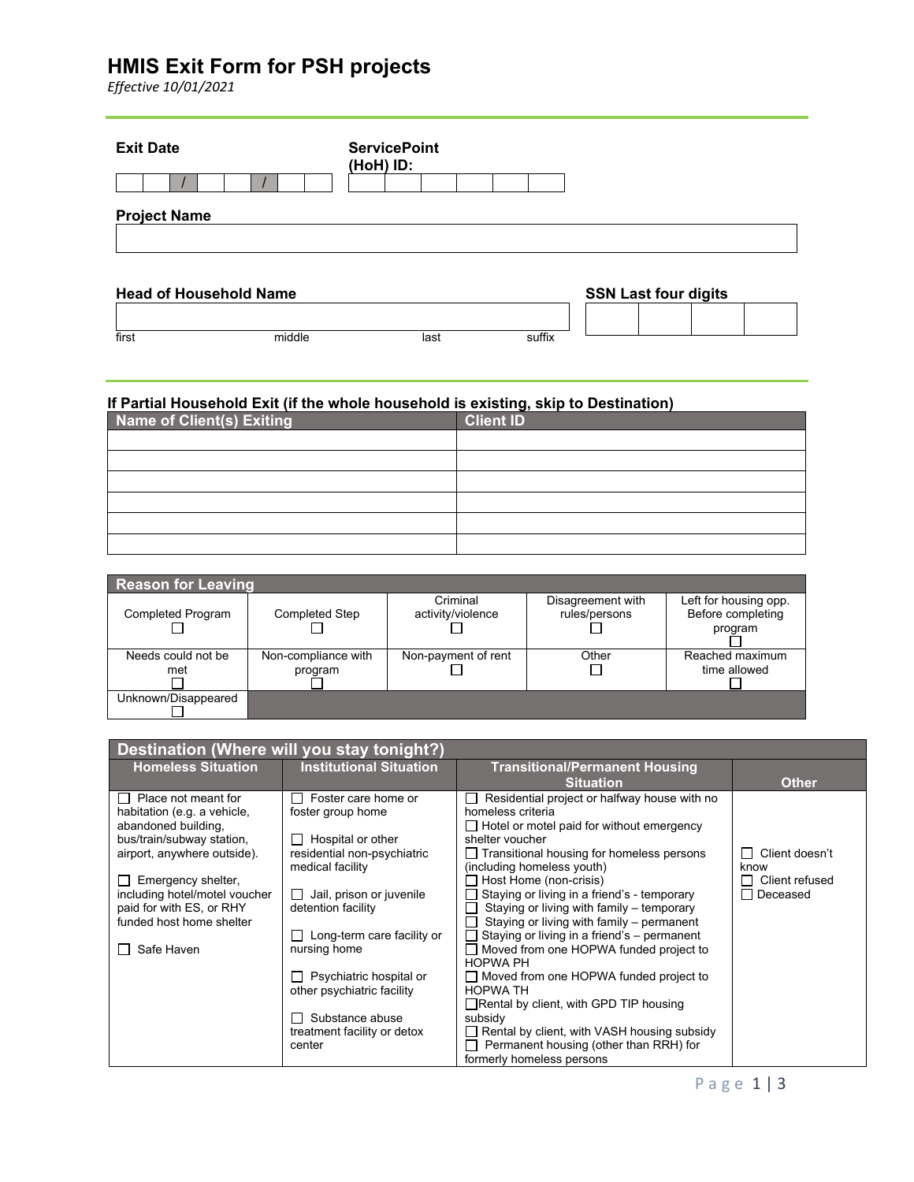# HMIS Exit Form for PSH projects

*Effective 10/01/2021*

**Exit Date** ☐☐ / ☐☐ / ☐☐☐☐

**ServicePoint (HoH) ID:** ☐☐☐☐☐☐

**Project Name**

______________________________

**Head of Household Name**

first | middle | last | suffix

**SSN Last four digits** ☐☐☐☐

### If Partial Household Exit (if the whole household is existing, skip to Destination)

| Name of Client(s) Exiting | Client ID |
|---|---|
| | |
| | |
| | |
| | |
| | |
| | |

| Reason for Leaving | | | | |
|---|---|---|---|---|
| Completed Program ☐ | Completed Step ☐ | Criminal activity/violence ☐ | Disagreement with rules/persons ☐ | Left for housing opp. Before completing program ☐ |
| Needs could not be met ☐ | Non-compliance with program ☐ | Non-payment of rent ☐ | Other ☐ | Reached maximum time allowed ☐ |
| Unknown/Disappeared ☐ | | | | |

| Destination (Where will you stay tonight?) | | | |
|---|---|---|---|
| **Homeless Situation** | **Institutional Situation** | **Transitional/Permanent Housing Situation** | **Other** |
| ☐ Place not meant for habitation (e.g. a vehicle, abandoned building, bus/train/subway station, airport, anywhere outside).<br><br>☐ Emergency shelter, including hotel/motel voucher paid for with ES, or RHY funded host home shelter<br><br>☐ Safe Haven | ☐ Foster care home or foster group home<br><br>☐ Hospital or other residential non-psychiatric medical facility<br><br>☐ Jail, prison or juvenile detention facility<br><br>☐ Long-term care facility or nursing home<br><br>☐ Psychiatric hospital or other psychiatric facility<br><br>☐ Substance abuse treatment facility or detox center | ☐ Residential project or halfway house with no homeless criteria<br>☐ Hotel or motel paid for without emergency shelter voucher<br>☐ Transitional housing for homeless persons (including homeless youth)<br>☐ Host Home (non-crisis)<br>☐ Staying or living in a friend's - temporary<br>☐ Staying or living with family – temporary<br>☐ Staying or living with family – permanent<br>☐ Staying or living in a friend's – permanent<br>☐ Moved from one HOPWA funded project to HOPWA PH<br>☐ Moved from one HOPWA funded project to HOPWA TH<br>☐ Rental by client, with GPD TIP housing subsidy<br>☐ Rental by client, with VASH housing subsidy<br>☐ Permanent housing (other than RRH) for formerly homeless persons | ☐ Client doesn't know<br>☐ Client refused<br>☐ Deceased |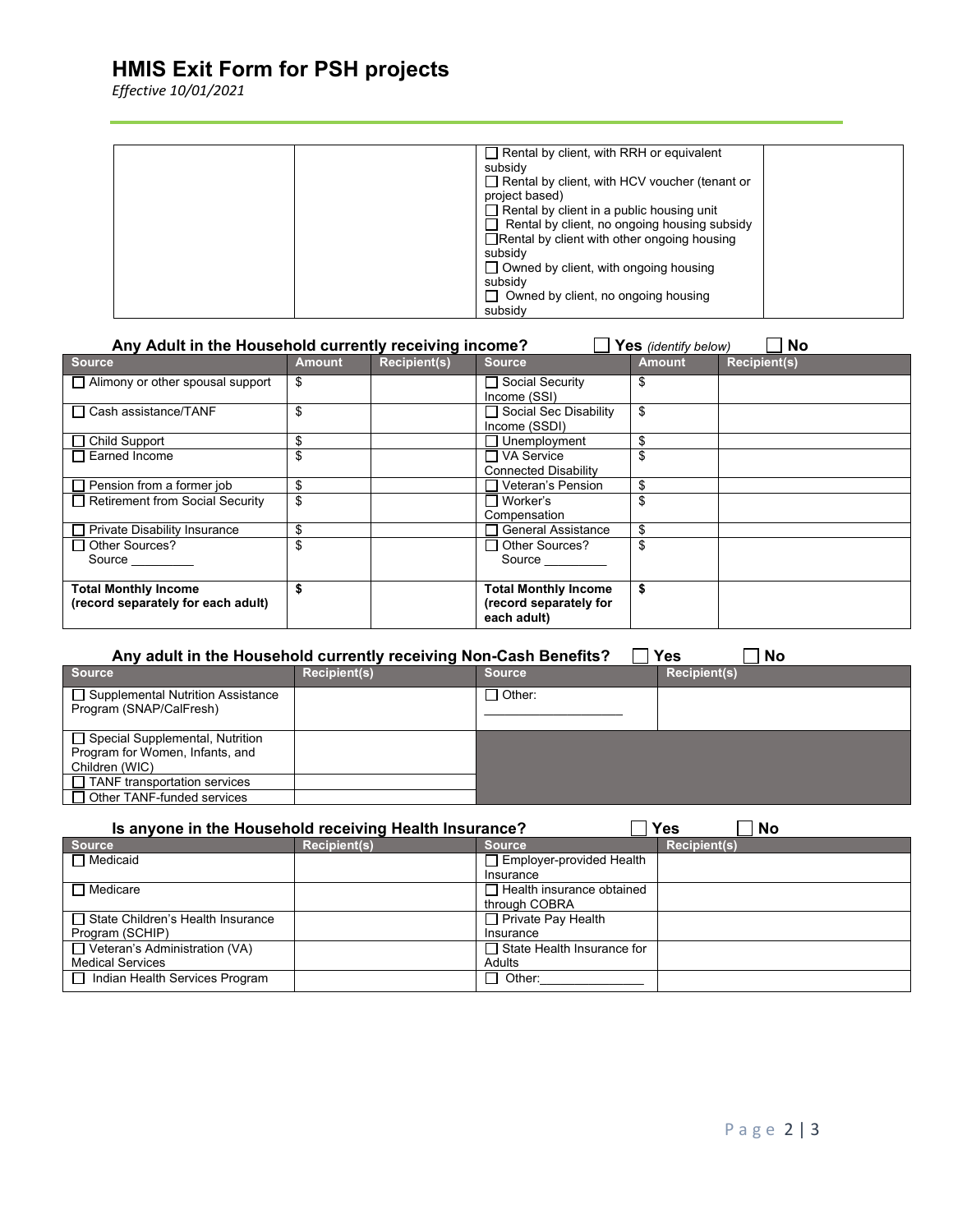# HMIS Exit Form for PSH projects

*Effective 10/01/2021*

| | | | |
|---|---|---|---|
| | | ☐ Rental by client, with RRH or equivalent subsidy<br>☐ Rental by client, with HCV voucher (tenant or project based)<br>☐ Rental by client in a public housing unit<br>☐ Rental by client, no ongoing housing subsidy<br>☐ Rental by client with other ongoing housing subsidy<br>☐ Owned by client, with ongoing housing subsidy<br>☐ Owned by client, no ongoing housing subsidy | |

**Any Adult in the Household currently receiving income?** ☐ **Yes** *(identify below)* ☐ **No**

| Source | Amount | Recipient(s) | Source | Amount | Recipient(s) |
|---|---|---|---|---|---|
| ☐ Alimony or other spousal support | $ | | ☐ Social Security Income (SSI) | $ | |
| ☐ Cash assistance/TANF | $ | | ☐ Social Sec Disability Income (SSDI) | $ | |
| ☐ Child Support | $ | | ☐ Unemployment | $ | |
| ☐ Earned Income | $ | | ☐ VA Service Connected Disability | $ | |
| ☐ Pension from a former job | $ | | ☐ Veteran's Pension | $ | |
| ☐ Retirement from Social Security | $ | | ☐ Worker's Compensation | $ | |
| ☐ Private Disability Insurance | $ | | ☐ General Assistance | $ | |
| ☐ Other Sources? Source _________ | $ | | ☐ Other Sources? Source _________ | $ | |
| **Total Monthly Income (record separately for each adult)** | **$** | | **Total Monthly Income (record separately for each adult)** | **$** | |

**Any adult in the Household currently receiving Non-Cash Benefits?** ☐ **Yes** ☐ **No**

| Source | Recipient(s) | Source | Recipient(s) |
|---|---|---|---|
| ☐ Supplemental Nutrition Assistance Program (SNAP/CalFresh) | | ☐ Other: ____________________ | |
| ☐ Special Supplemental, Nutrition Program for Women, Infants, and Children (WIC) | | | |
| ☐ TANF transportation services | | | |
| ☐ Other TANF-funded services | | | |

**Is anyone in the Household receiving Health Insurance?** ☐ **Yes** ☐ **No**

| Source | Recipient(s) | Source | Recipient(s) |
|---|---|---|---|
| ☐ Medicaid | | ☐ Employer-provided Health Insurance | |
| ☐ Medicare | | ☐ Health insurance obtained through COBRA | |
| ☐ State Children's Health Insurance Program (SCHIP) | | ☐ Private Pay Health Insurance | |
| ☐ Veteran's Administration (VA) Medical Services | | ☐ State Health Insurance for Adults | |
| ☐ Indian Health Services Program | | ☐ Other:_______________ | |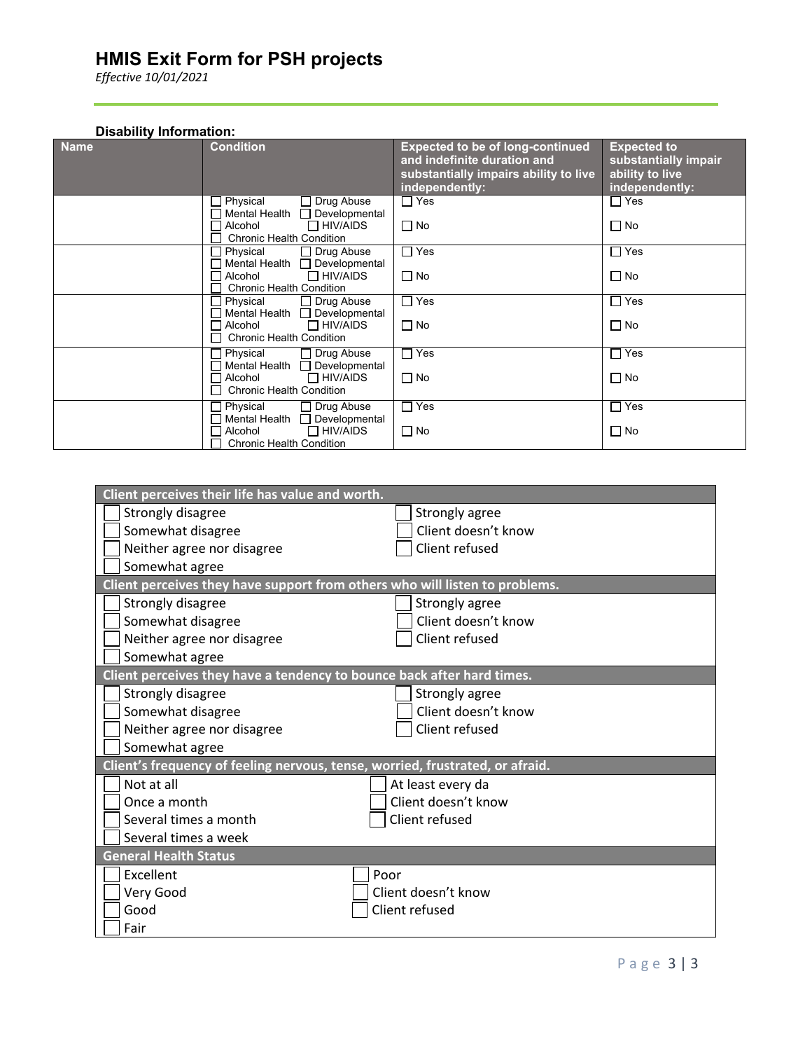# HMIS Exit Form for PSH projects

*Effective 10/01/2021*

**Disability Information:**

| Name | Condition | Expected to be of long-continued and indefinite duration and substantially impairs ability to live independently: | Expected to substantially impair ability to live independently: |
|---|---|---|---|
| | ☐ Physical ☐ Drug Abuse ☐ Mental Health ☐ Developmental ☐ Alcohol ☐ HIV/AIDS ☐ Chronic Health Condition | ☐ Yes ☐ No | ☐ Yes ☐ No |
| | ☐ Physical ☐ Drug Abuse ☐ Mental Health ☐ Developmental ☐ Alcohol ☐ HIV/AIDS ☐ Chronic Health Condition | ☐ Yes ☐ No | ☐ Yes ☐ No |
| | ☐ Physical ☐ Drug Abuse ☐ Mental Health ☐ Developmental ☐ Alcohol ☐ HIV/AIDS ☐ Chronic Health Condition | ☐ Yes ☐ No | ☐ Yes ☐ No |
| | ☐ Physical ☐ Drug Abuse ☐ Mental Health ☐ Developmental ☐ Alcohol ☐ HIV/AIDS ☐ Chronic Health Condition | ☐ Yes ☐ No | ☐ Yes ☐ No |
| | ☐ Physical ☐ Drug Abuse ☐ Mental Health ☐ Developmental ☐ Alcohol ☐ HIV/AIDS ☐ Chronic Health Condition | ☐ Yes ☐ No | ☐ Yes ☐ No |

| Client perceives their life has value and worth. | |
|---|---|
| ☐ Strongly disagree | ☐ Strongly agree |
| ☐ Somewhat disagree | ☐ Client doesn't know |
| ☐ Neither agree nor disagree | ☐ Client refused |
| ☐ Somewhat agree | |
| **Client perceives they have support from others who will listen to problems.** | |
| ☐ Strongly disagree | ☐ Strongly agree |
| ☐ Somewhat disagree | ☐ Client doesn't know |
| ☐ Neither agree nor disagree | ☐ Client refused |
| ☐ Somewhat agree | |
| **Client perceives they have a tendency to bounce back after hard times.** | |
| ☐ Strongly disagree | ☐ Strongly agree |
| ☐ Somewhat disagree | ☐ Client doesn't know |
| ☐ Neither agree nor disagree | ☐ Client refused |
| ☐ Somewhat agree | |
| **Client's frequency of feeling nervous, tense, worried, frustrated, or afraid.** | |
| ☐ Not at all | ☐ At least every da |
| ☐ Once a month | ☐ Client doesn't know |
| ☐ Several times a month | ☐ Client refused |
| ☐ Several times a week | |
| **General Health Status** | |
| ☐ Excellent | ☐ Poor |
| ☐ Very Good | ☐ Client doesn't know |
| ☐ Good | ☐ Client refused |
| ☐ Fair | |